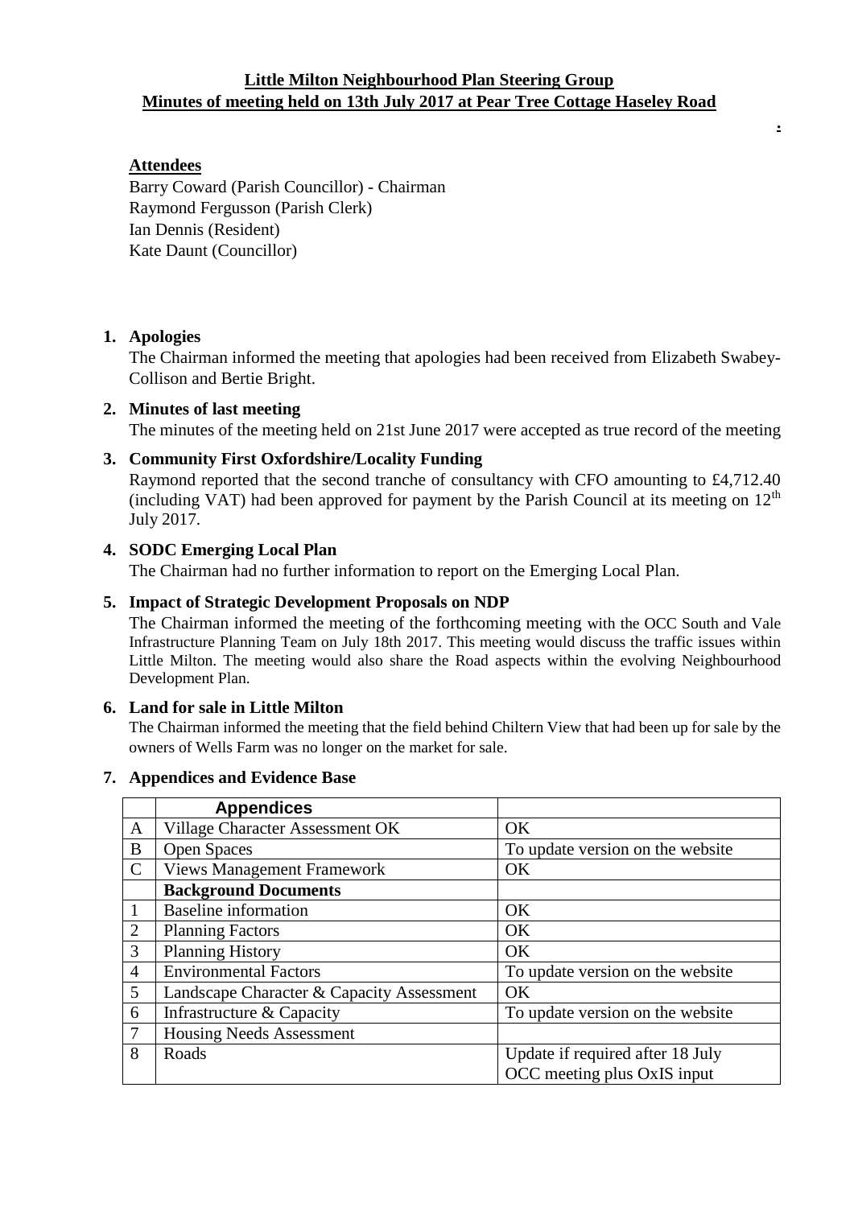**Little Milton Neighbourhood Plan Steering Group**
**Minutes of meeting held on 13th July 2017 at Pear Tree Cottage Haseley Road**

**Attendees**

Barry Coward (Parish Councillor) - Chairman
Raymond Fergusson (Parish Clerk)
Ian Dennis (Resident)
Kate Daunt (Councillor)

1. **Apologies**
   The Chairman informed the meeting that apologies had been received from Elizabeth Swabey-Collison and Bertie Bright.

2. **Minutes of last meeting**
   The minutes of the meeting held on 21st June 2017 were accepted as true record of the meeting

3. **Community First Oxfordshire/Locality Funding**
   Raymond reported that the second tranche of consultancy with CFO amounting to £4,712.40 (including VAT) had been approved for payment by the Parish Council at its meeting on 12th July 2017.

4. **SODC Emerging Local Plan**
   The Chairman had no further information to report on the Emerging Local Plan.

5. **Impact of Strategic Development Proposals on NDP**
   The Chairman informed the meeting of the forthcoming meeting with the OCC South and Vale Infrastructure Planning Team on July 18th 2017. This meeting would discuss the traffic issues within Little Milton. The meeting would also share the Road aspects within the evolving Neighbourhood Development Plan.

6. **Land for sale in Little Milton**
   The Chairman informed the meeting that the field behind Chiltern View that had been up for sale by the owners of Wells Farm was no longer on the market for sale.

7. **Appendices and Evidence Base**

| | **Appendices** | |
|---|---|---|
| A | Village Character Assessment OK | OK |
| B | Open Spaces | To update version on the website |
| C | Views Management Framework | OK |
| | **Background Documents** | |
| 1 | Baseline information | OK |
| 2 | Planning Factors | OK |
| 3 | Planning History | OK |
| 4 | Environmental Factors | To update version on the website |
| 5 | Landscape Character & Capacity Assessment | OK |
| 6 | Infrastructure & Capacity | To update version on the website |
| 7 | Housing Needs Assessment | |
| 8 | Roads | Update if required after 18 July OCC meeting plus OxIS input |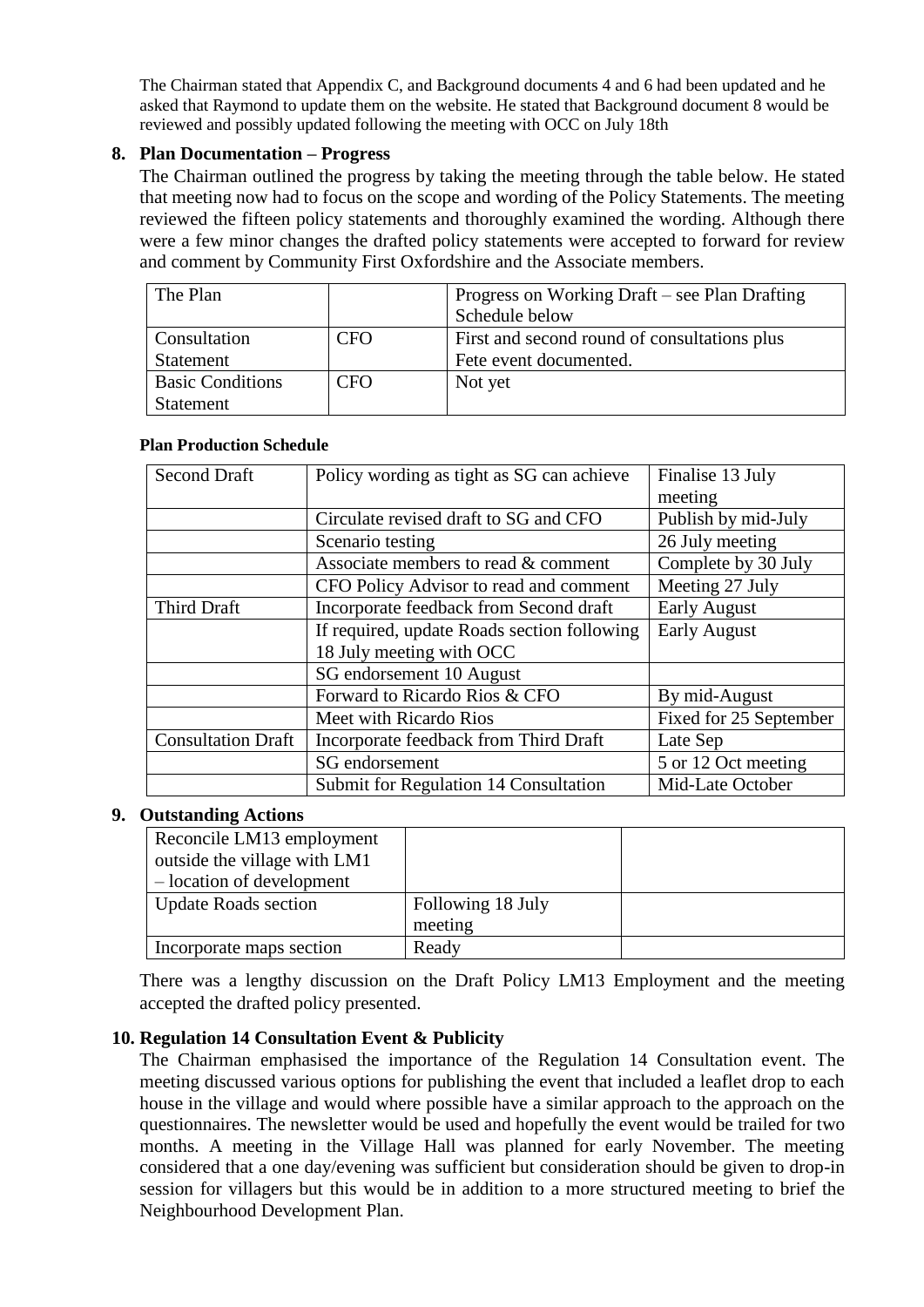The Chairman stated that Appendix C, and Background documents 4 and 6 had been updated and he asked that Raymond to update them on the website. He stated that Background document 8 would be reviewed and possibly updated following the meeting with OCC on July 18th

**8. Plan Documentation – Progress**

The Chairman outlined the progress by taking the meeting through the table below. He stated that meeting now had to focus on the scope and wording of the Policy Statements. The meeting reviewed the fifteen policy statements and thoroughly examined the wording. Although there were a few minor changes the drafted policy statements were accepted to forward for review and comment by Community First Oxfordshire and the Associate members.

| The Plan | | Progress on Working Draft – see Plan Drafting Schedule below |
|---|---|---|
| Consultation Statement | CFO | First and second round of consultations plus Fete event documented. |
| Basic Conditions Statement | CFO | Not yet |

**Plan Production Schedule**

| Second Draft | Policy wording as tight as SG can achieve | Finalise 13 July meeting |
|---|---|---|
| | Circulate revised draft to SG and CFO | Publish by mid-July |
| | Scenario testing | 26 July meeting |
| | Associate members to read & comment | Complete by 30 July |
| | CFO Policy Advisor to read and comment | Meeting 27 July |
| Third Draft | Incorporate feedback from Second draft | Early August |
| | If required, update Roads section following 18 July meeting with OCC | Early August |
| | SG endorsement 10 August | |
| | Forward to Ricardo Rios & CFO | By mid-August |
| | Meet with Ricardo Rios | Fixed for 25 September |
| Consultation Draft | Incorporate feedback from Third Draft | Late Sep |
| | SG endorsement | 5 or 12 Oct meeting |
| | Submit for Regulation 14 Consultation | Mid-Late October |

**9. Outstanding Actions**

| Reconcile LM13 employment outside the village with LM1 – location of development | | |
|---|---|---|
| Update Roads section | Following 18 July meeting | |
| Incorporate maps section | Ready | |

There was a lengthy discussion on the Draft Policy LM13 Employment and the meeting accepted the drafted policy presented.

**10. Regulation 14 Consultation Event & Publicity**

The Chairman emphasised the importance of the Regulation 14 Consultation event. The meeting discussed various options for publishing the event that included a leaflet drop to each house in the village and would where possible have a similar approach to the approach on the questionnaires. The newsletter would be used and hopefully the event would be trailed for two months. A meeting in the Village Hall was planned for early November. The meeting considered that a one day/evening was sufficient but consideration should be given to drop-in session for villagers but this would be in addition to a more structured meeting to brief the Neighbourhood Development Plan.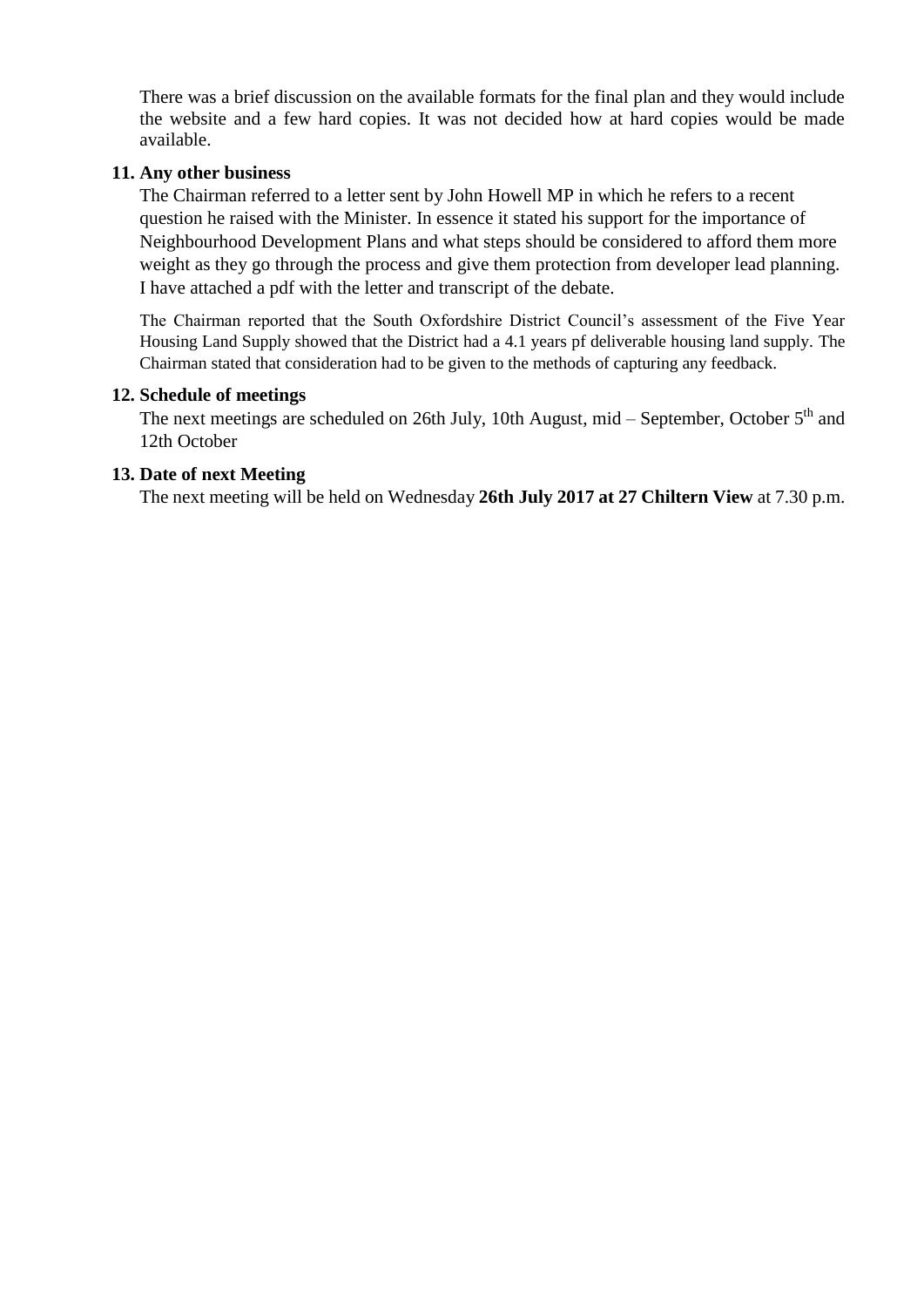There was a brief discussion on the available formats for the final plan and they would include the website and a few hard copies. It was not decided how at hard copies would be made available.

**11. Any other business**

The Chairman referred to a letter sent by John Howell MP in which he refers to a recent question he raised with the Minister. In essence it stated his support for the importance of Neighbourhood Development Plans and what steps should be considered to afford them more weight as they go through the process and give them protection from developer lead planning. I have attached a pdf with the letter and transcript of the debate.

The Chairman reported that the South Oxfordshire District Council's assessment of the Five Year Housing Land Supply showed that the District had a 4.1 years pf deliverable housing land supply. The Chairman stated that consideration had to be given to the methods of capturing any feedback.

**12. Schedule of meetings**

The next meetings are scheduled on 26th July, 10th August, mid – September, October 5th and 12th October

**13. Date of next Meeting**

The next meeting will be held on Wednesday **26th July 2017 at 27 Chiltern View** at 7.30 p.m.